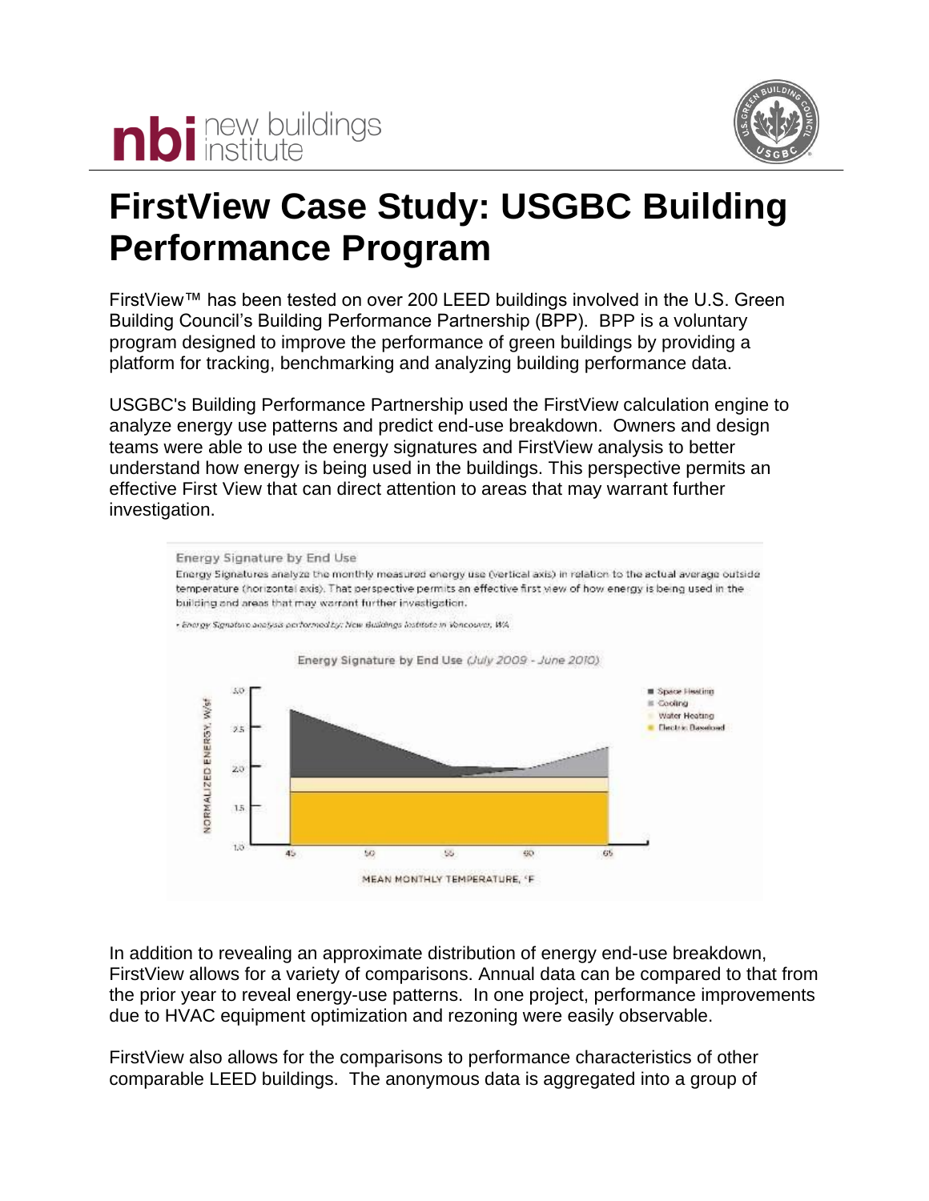# FirstView Case Study: USGBC Building Performance Program

FirstView™ has been tested on over 200 LEED buildings involved in the U.S. Green Building Council's Building Performance Partnership (BPP). BPP is a voluntary program designed to improve the performance of green buildings by providing a platform for tracking, benchmarking and analyzing building performance data.

USGBC's Building Performance Partnership used the FirstView calculation engine to analyze energy use patterns and predict end-use breakdown. Owners and design teams were able to use the energy signatures and FirstView analysis to better understand how energy is being used in the buildings. This perspective permits an effective First View that can direct attention to areas that may warrant further investigation.

Energy Signature by End Use

Energy Signatures analyze the monthly measured energy use (vertical axis) in relation to the actual average outside temperature (horizontal axis). That perspective permits an effective first view of how energy is being used in the building and areas that may warrant further investigation.

• Energy Signature analysis performed by: New Buildings Institute in Vancouver, WA

Energy Signature by End Use (July 2009 - June 2010)

In addition to revealing an approximate distribution of energy end-use breakdown, FirstView allows for a variety of comparisons. Annual data can be compared to that from the prior year to reveal energy-use patterns. In one project, performance improvements due to HVAC equipment optimization and rezoning were easily observable.

FirstView also allows for the comparisons to performance characteristics of other comparable LEED buildings. The anonymous data is aggregated into a group of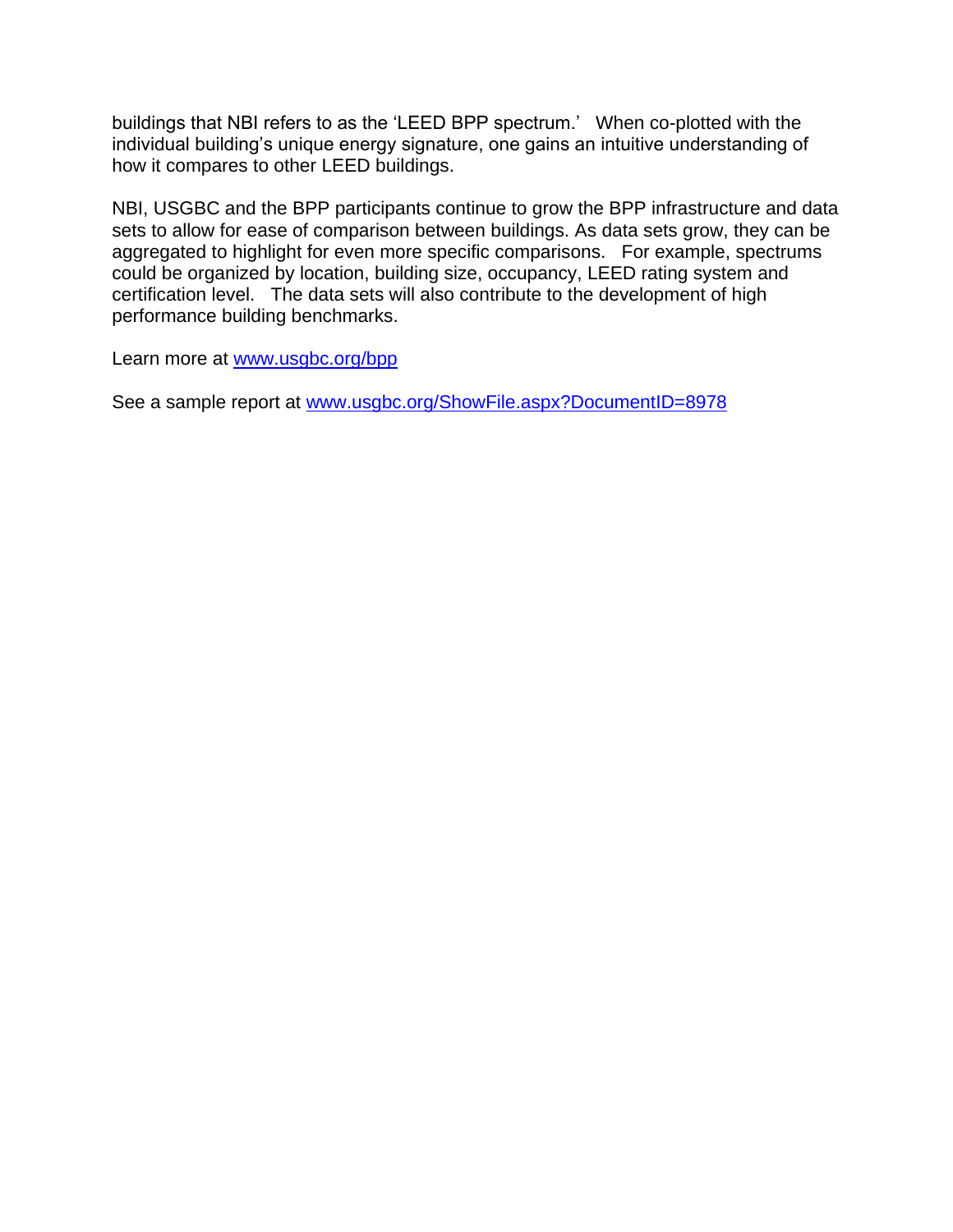buildings that NBI refers to as the 'LEED BPP spectrum.' When co-plotted with the individual building's unique energy signature, one gains an intuitive understanding of how it compares to other LEED buildings.

NBI, USGBC and the BPP participants continue to grow the BPP infrastructure and data sets to allow for ease of comparison between buildings. As data sets grow, they can be aggregated to highlight for even more specific comparisons. For example, spectrums could be organized by location, building size, occupancy, LEED rating system and certification level. The data sets will also contribute to the development of high performance building benchmarks.

Learn more at [www.usgbc.org/bpp](www.usgbc.org/bpp)

See a sample report at [www.usgbc.org/ShowFile.aspx?DocumentID=8978](www.usgbc.org/ShowFile.aspx?DocumentID=8978)